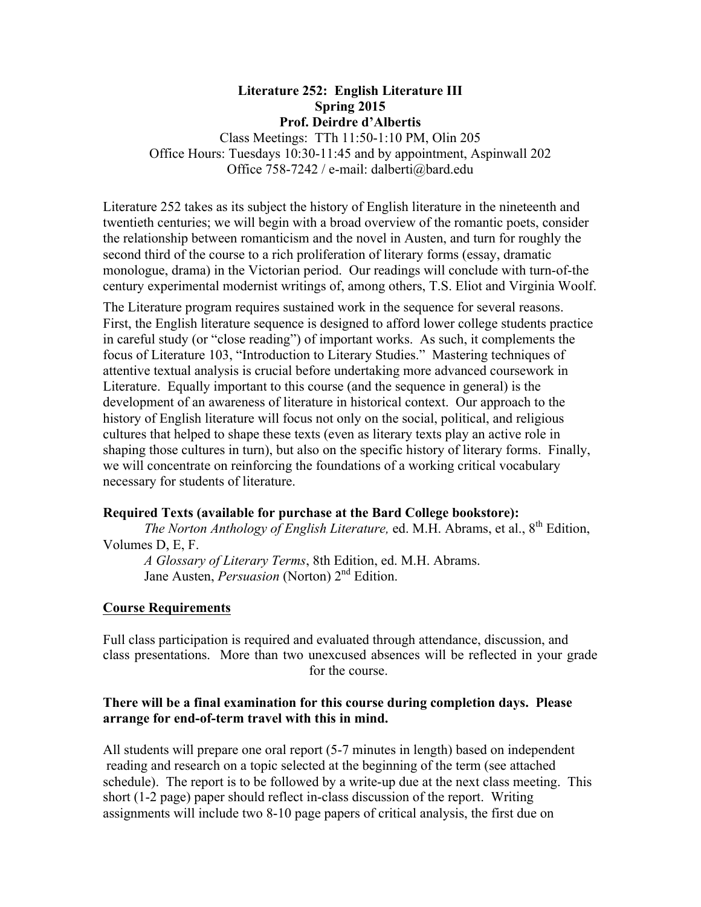**Literature 252: English Literature III**
**Spring 2015**
**Prof. Deirdre d'Albertis**
Class Meetings: TTh 11:50-1:10 PM, Olin 205
Office Hours: Tuesdays 10:30-11:45 and by appointment, Aspinwall 202
Office 758-7242 / e-mail: dalberti@bard.edu

Literature 252 takes as its subject the history of English literature in the nineteenth and twentieth centuries; we will begin with a broad overview of the romantic poets, consider the relationship between romanticism and the novel in Austen, and turn for roughly the second third of the course to a rich proliferation of literary forms (essay, dramatic monologue, drama) in the Victorian period. Our readings will conclude with turn-of-the century experimental modernist writings of, among others, T.S. Eliot and Virginia Woolf.

The Literature program requires sustained work in the sequence for several reasons. First, the English literature sequence is designed to afford lower college students practice in careful study (or "close reading") of important works. As such, it complements the focus of Literature 103, "Introduction to Literary Studies." Mastering techniques of attentive textual analysis is crucial before undertaking more advanced coursework in Literature. Equally important to this course (and the sequence in general) is the development of an awareness of literature in historical context. Our approach to the history of English literature will focus not only on the social, political, and religious cultures that helped to shape these texts (even as literary texts play an active role in shaping those cultures in turn), but also on the specific history of literary forms. Finally, we will concentrate on reinforcing the foundations of a working critical vocabulary necessary for students of literature.

**Required Texts (available for purchase at the Bard College bookstore):**

*The Norton Anthology of English Literature,* ed. M.H. Abrams, et al., 8th Edition, Volumes D, E, F.

*A Glossary of Literary Terms*, 8th Edition, ed. M.H. Abrams.

Jane Austen, *Persuasion* (Norton) 2nd Edition.

## Course Requirements

Full class participation is required and evaluated through attendance, discussion, and class presentations. More than two unexcused absences will be reflected in your grade for the course.

**There will be a final examination for this course during completion days. Please arrange for end-of-term travel with this in mind.**

All students will prepare one oral report (5-7 minutes in length) based on independent reading and research on a topic selected at the beginning of the term (see attached schedule). The report is to be followed by a write-up due at the next class meeting. This short (1-2 page) paper should reflect in-class discussion of the report. Writing assignments will include two 8-10 page papers of critical analysis, the first due on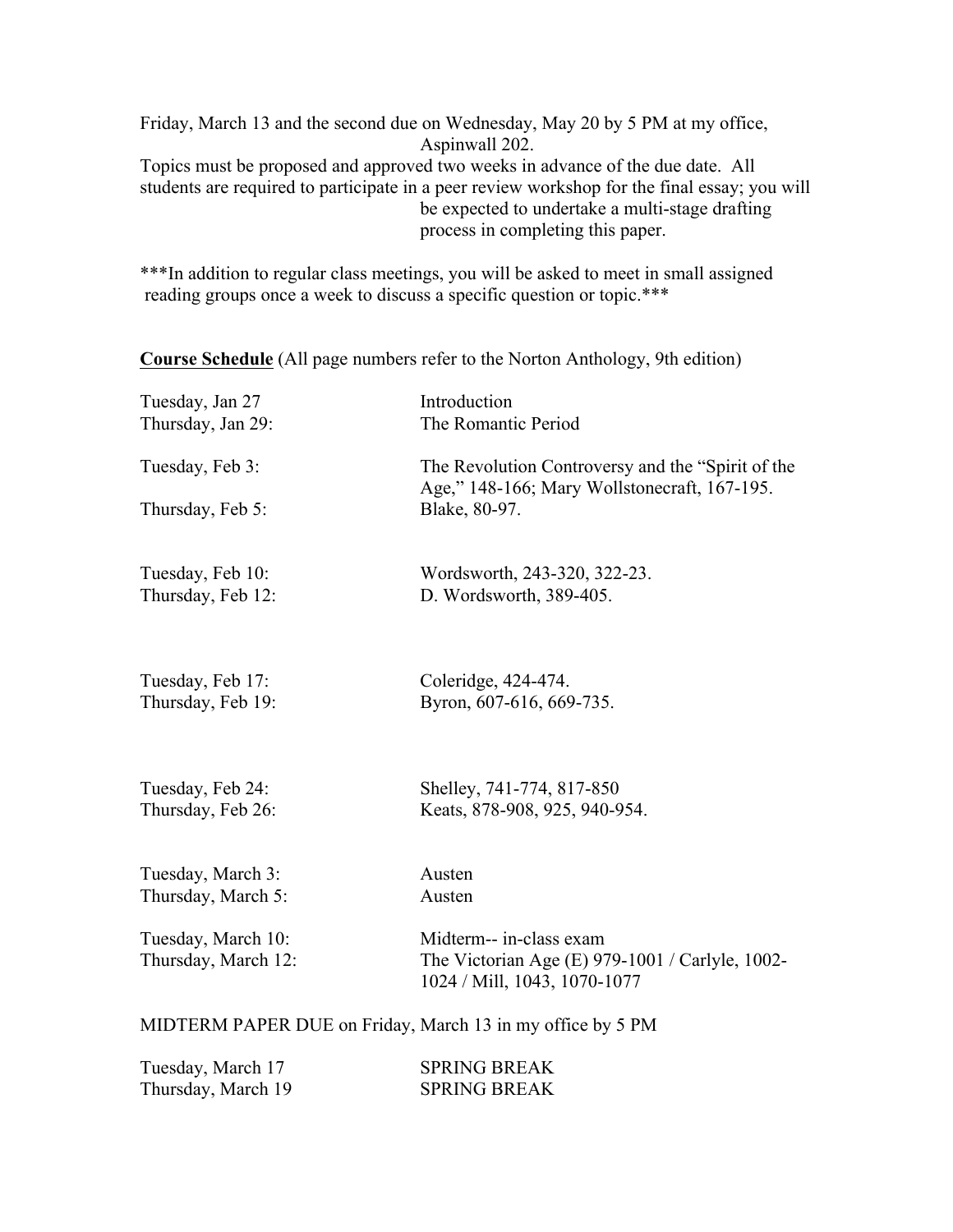Friday, March 13 and the second due on Wednesday, May 20 by 5 PM at my office, Aspinwall 202.

Topics must be proposed and approved two weeks in advance of the due date. All students are required to participate in a peer review workshop for the final essay; you will be expected to undertake a multi-stage drafting process in completing this paper.

***In addition to regular class meetings, you will be asked to meet in small assigned reading groups once a week to discuss a specific question or topic.***

**<u>Course Schedule</u>** (All page numbers refer to the Norton Anthology, 9th edition)

| | |
|---|---|
| Tuesday, Jan 27 | Introduction |
| Thursday, Jan 29: | The Romantic Period |
| Tuesday, Feb 3: | The Revolution Controversy and the "Spirit of the Age," 148-166; Mary Wollstonecraft, 167-195. |
| Thursday, Feb 5: | Blake, 80-97. |
| Tuesday, Feb 10: | Wordsworth, 243-320, 322-23. |
| Thursday, Feb 12: | D. Wordsworth, 389-405. |
| Tuesday, Feb 17: | Coleridge, 424-474. |
| Thursday, Feb 19: | Byron, 607-616, 669-735. |
| Tuesday, Feb 24: | Shelley, 741-774, 817-850 |
| Thursday, Feb 26: | Keats, 878-908, 925, 940-954. |
| Tuesday, March 3: | Austen |
| Thursday, March 5: | Austen |
| Tuesday, March 10: | Midterm-- in-class exam |
| Thursday, March 12: | The Victorian Age (E) 979-1001 / Carlyle, 1002-1024 / Mill, 1043, 1070-1077 |

MIDTERM PAPER DUE on Friday, March 13 in my office by 5 PM

| | |
|---|---|
| Tuesday, March 17 | SPRING BREAK |
| Thursday, March 19 | SPRING BREAK |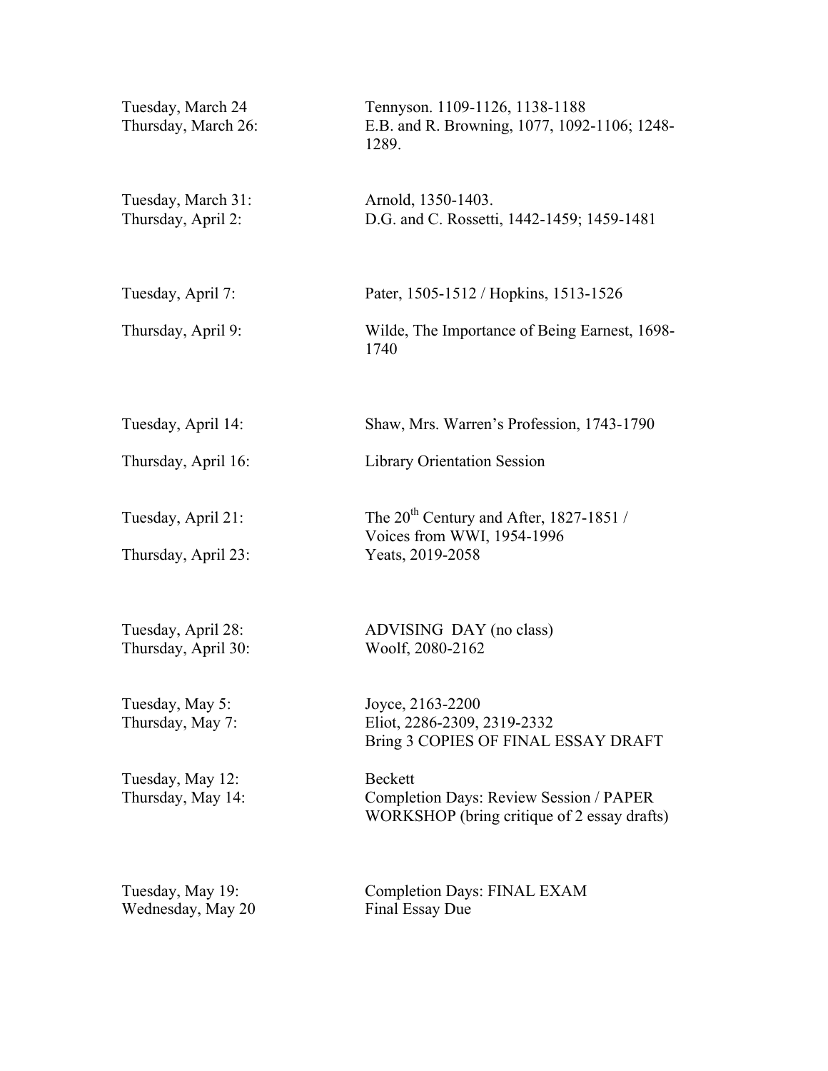| | |
|---|---|
| Tuesday, March 24 | Tennyson. 1109-1126, 1138-1188 |
| Thursday, March 26: | E.B. and R. Browning, 1077, 1092-1106; 1248-1289. |
| Tuesday, March 31: | Arnold, 1350-1403. |
| Thursday, April 2: | D.G. and C. Rossetti, 1442-1459; 1459-1481 |
| Tuesday, April 7: | Pater, 1505-1512 / Hopkins, 1513-1526 |
| Thursday, April 9: | Wilde, The Importance of Being Earnest, 1698-1740 |
| Tuesday, April 14: | Shaw, Mrs. Warren's Profession, 1743-1790 |
| Thursday, April 16: | Library Orientation Session |
| Tuesday, April 21: | The 20th Century and After, 1827-1851 / Voices from WWI, 1954-1996 |
| Thursday, April 23: | Yeats, 2019-2058 |
| Tuesday, April 28: | ADVISING DAY (no class) |
| Thursday, April 30: | Woolf, 2080-2162 |
| Tuesday, May 5: | Joyce, 2163-2200 |
| Thursday, May 7: | Eliot, 2286-2309, 2319-2332<br>Bring 3 COPIES OF FINAL ESSAY DRAFT |
| Tuesday, May 12: | Beckett |
| Thursday, May 14: | Completion Days: Review Session / PAPER WORKSHOP (bring critique of 2 essay drafts) |
| Tuesday, May 19: | Completion Days: FINAL EXAM |
| Wednesday, May 20 | Final Essay Due |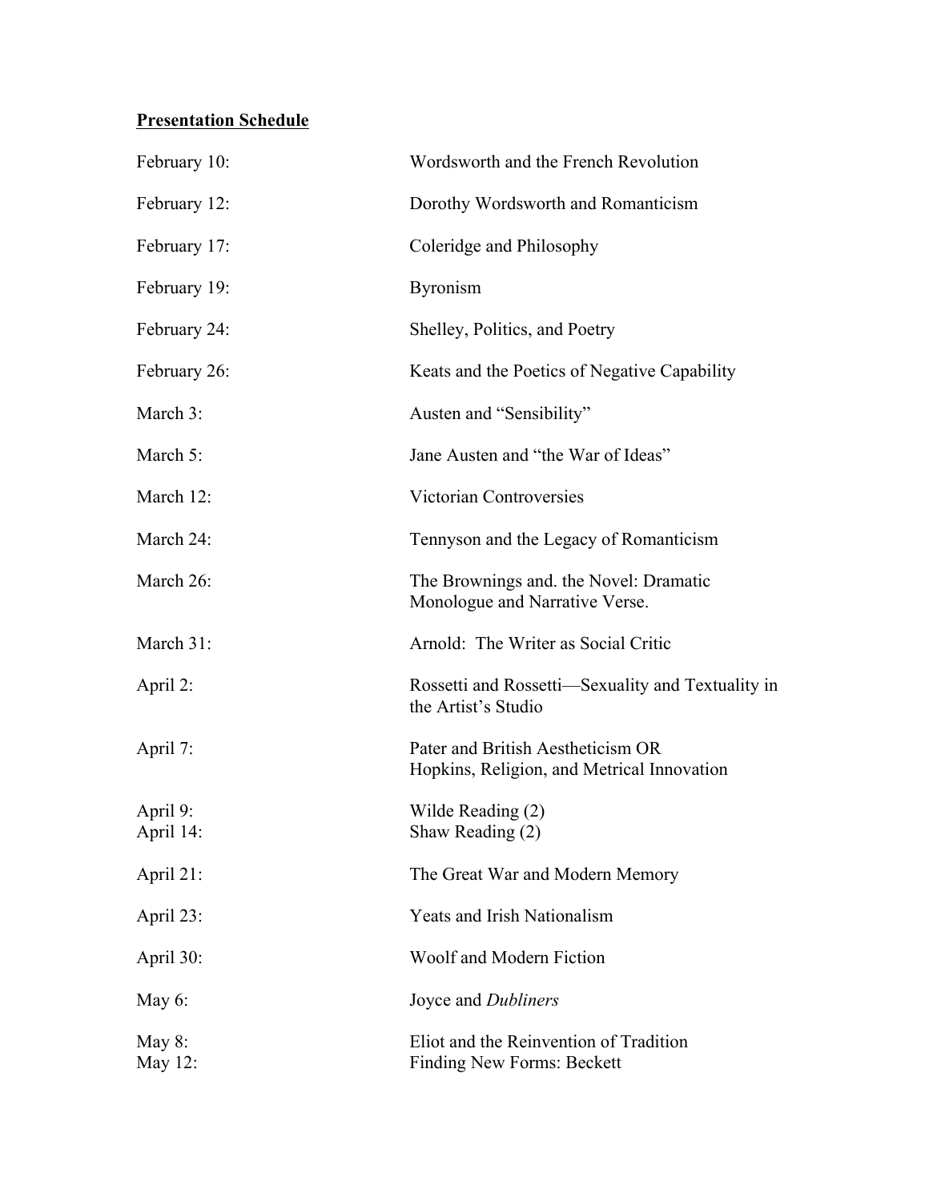**Presentation Schedule**

| | |
|---|---|
| February 10: | Wordsworth and the French Revolution |
| February 12: | Dorothy Wordsworth and Romanticism |
| February 17: | Coleridge and Philosophy |
| February 19: | Byronism |
| February 24: | Shelley, Politics, and Poetry |
| February 26: | Keats and the Poetics of Negative Capability |
| March 3: | Austen and "Sensibility" |
| March 5: | Jane Austen and "the War of Ideas" |
| March 12: | Victorian Controversies |
| March 24: | Tennyson and the Legacy of Romanticism |
| March 26: | The Brownings and. the Novel: Dramatic Monologue and Narrative Verse. |
| March 31: | Arnold: The Writer as Social Critic |
| April 2: | Rossetti and Rossetti—Sexuality and Textuality in the Artist's Studio |
| April 7: | Pater and British Aestheticism OR Hopkins, Religion, and Metrical Innovation |
| April 9: | Wilde Reading (2) |
| April 14: | Shaw Reading (2) |
| April 21: | The Great War and Modern Memory |
| April 23: | Yeats and Irish Nationalism |
| April 30: | Woolf and Modern Fiction |
| May 6: | Joyce and *Dubliners* |
| May 8: | Eliot and the Reinvention of Tradition |
| May 12: | Finding New Forms: Beckett |